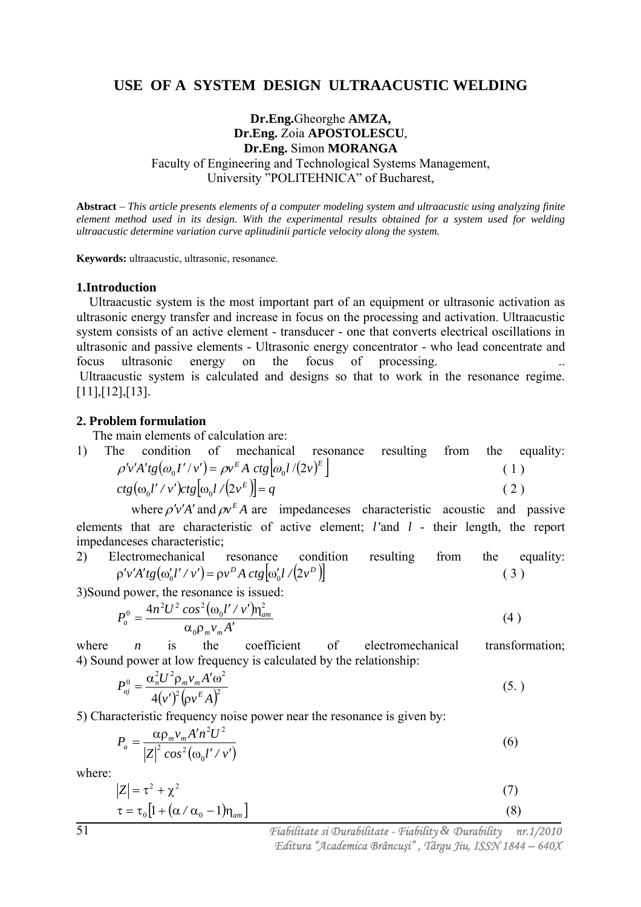# USE OF A SYSTEM DESIGN ULTRAACUSTIC WELDING

**Dr.Eng.** Gheorghe **AMZA,**
**Dr.Eng.** Zoia **APOSTOLESCU**,
**Dr.Eng.** Simon **MORANGA**
Faculty of Engineering and Technological Systems Management,
University "POLITEHNICA" of Bucharest,

**Abstract** – *This article presents elements of a computer modeling system and ultraacustic using analyzing finite element method used in its design. With the experimental results obtained for a system used for welding ultraacustic determine variation curve aplitudinii particle velocity along the system.*

**Keywords:** ultraacustic, ultrasonic, resonance.

## 1.Introduction

Ultraacustic system is the most important part of an equipment or ultrasonic activation as ultrasonic energy transfer and increase in focus on the processing and activation. Ultraacustic system consists of an active element - transducer - one that converts electrical oscillations in ultrasonic and passive elements - Ultrasonic energy concentrator - who lead concentrate and focus ultrasonic energy on the focus of processing. ..
Ultraacustic system is calculated and designs so that to work in the resonance regime. [11],[12],[13].

## 2. Problem formulation

The main elements of calculation are:

1) The condition of mechanical resonance resulting from the equality:

$$\rho' v' A' tg\left(\omega_0 I' / v'\right) = \rho v^E A \; ctg\left[\omega_0 l / (2v)^E\right] \tag{1}$$

$$ctg\left(\omega_0 l' / v'\right) ctg\left[\omega_0 l / \left(2v^E\right)\right] = q \tag{2}$$

where $\rho' v' A'$ and $\rho v^E A$ are impedanceses characteristic acoustic and passive elements that are characteristic of active element; $l'$ and $l$ - their length, the report impedanceses characteristic;

2) Electromechanical resonance condition resulting from the equality:

$$\rho' v' A' tg\left(\omega_0' l' / v'\right) = \rho v^D A \; ctg\left[\omega_0' l / \left(2v^D\right)\right] \tag{3}$$

3)Sound power, the resonance is issued:

$$P_a^0 = \frac{4n^2 U^2 \cos^2\left(\omega_0 l' / v'\right) \eta_{am}^2}{\alpha_0 \rho_m v_m A'} \tag{4}$$

where $n$ is the coefficient of electromechanical transformation;

4) Sound power at low frequency is calculated by the relationship:

$$P_{aj}^0 = \frac{\alpha_n^2 U^2 \rho_m v_m A' \omega^2}{4 (v')^2 \left(\rho v^E A\right)^2} \tag{5.}$$

5) Characteristic frequency noise power near the resonance is given by:

$$P_a = \frac{\alpha \rho_m v_m A' n^2 U^2}{|Z|^2 \cos^2\left(\omega_0 l' / v'\right)} \tag{6}$$

where:

$$|Z| = \tau^2 + \chi^2 \tag{7}$$

$$\tau = \tau_0 \left[1 + \left(\alpha / \alpha_0 - 1\right) \eta_{am}\right] \tag{8}$$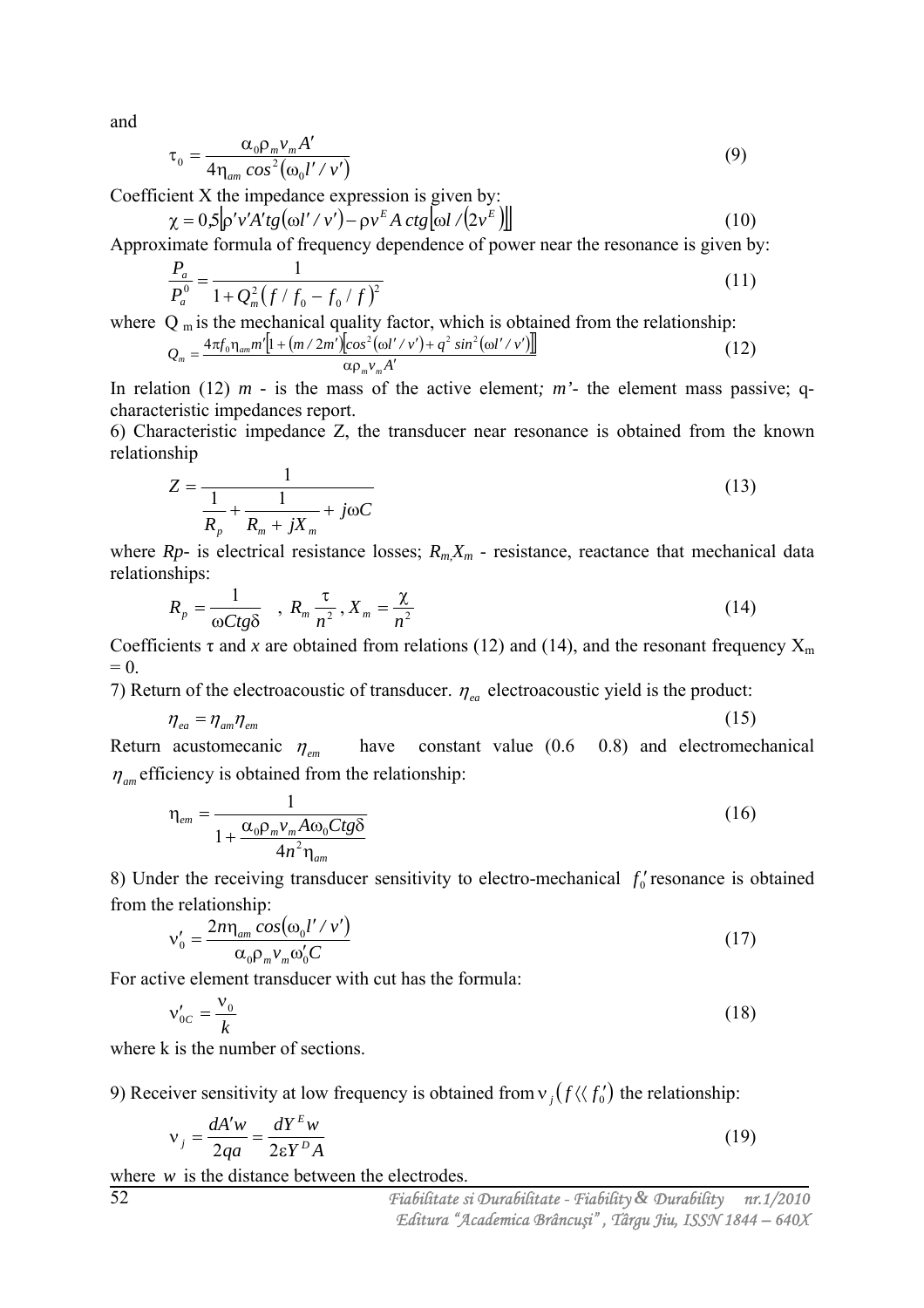and

$$\tau_0 = \frac{\alpha_0 \rho_m v_m A'}{4\eta_{am} \cos^2(\omega_0 l'/v')} \tag{9}$$

Coefficient X the impedance expression is given by:

$$\chi = 0{,}5\left|\rho' v' A' tg(\omega l'/v') - \rho v^E A\, ctg\left[\omega l/(2v^E)\right]\right| \tag{10}$$

Approximate formula of frequency dependence of power near the resonance is given by:

$$\frac{P_a}{P_a^0} = \frac{1}{1 + Q_m^2 (f/f_0 - f_0/f)^2} \tag{11}$$

where $Q_m$ is the mechanical quality factor, which is obtained from the relationship:

$$Q_m = \frac{4\pi f_0 \eta_{am} m' \left[1 + (m/2m')\left[\cos^2(\omega l'/v') + q^2 \sin^2(\omega l'/v')\right]\right]}{\alpha \rho_m v_m A'} \tag{12}$$

In relation (12) *m* - is the mass of the active element*; m'*- the element mass passive; q-characteristic impedances report.

6) Characteristic impedance Z, the transducer near resonance is obtained from the known relationship

$$Z = \frac{1}{\dfrac{1}{R_p} + \dfrac{1}{R_m + jX_m} + j\omega C} \tag{13}$$

where *Rp*- is electrical resistance losses; $R_m, X_m$ - resistance, reactance that mechanical data relationships:

$$R_p = \frac{1}{\omega C tg\delta} \quad , \; R_m \frac{\tau}{n^2}, \; X_m = \frac{\chi}{n^2} \tag{14}$$

Coefficients τ and *x* are obtained from relations (12) and (14), and the resonant frequency $X_m = 0$.

7) Return of the electroacoustic of transducer. $\eta_{ea}$ electroacoustic yield is the product:

$$\eta_{ea} = \eta_{am} \eta_{em} \tag{15}$$

Return acustomecanic $\eta_{em}$ have constant value (0.6 0.8) and electromechanical $\eta_{am}$ efficiency is obtained from the relationship:

$$\eta_{em} = \frac{1}{1 + \dfrac{\alpha_0 \rho_m v_m A \omega_0 C tg\delta}{4n^2 \eta_{am}}} \tag{16}$$

8) Under the receiving transducer sensitivity to electro-mechanical $f_0'$ resonance is obtained from the relationship:

$$\nu_0' = \frac{2n\eta_{am} \cos(\omega_0 l'/v')}{\alpha_0 \rho_m v_m \omega_0' C} \tag{17}$$

For active element transducer with cut has the formula:

$$\nu_{0C}' = \frac{\nu_0}{k} \tag{18}$$

where k is the number of sections.

9) Receiver sensitivity at low frequency is obtained from $\nu_j (f \langle\langle f_0')$ the relationship:

$$\nu_j = \frac{dA'w}{2qa} = \frac{dY^E w}{2\varepsilon Y^D A} \tag{19}$$

where $w$ is the distance between the electrodes.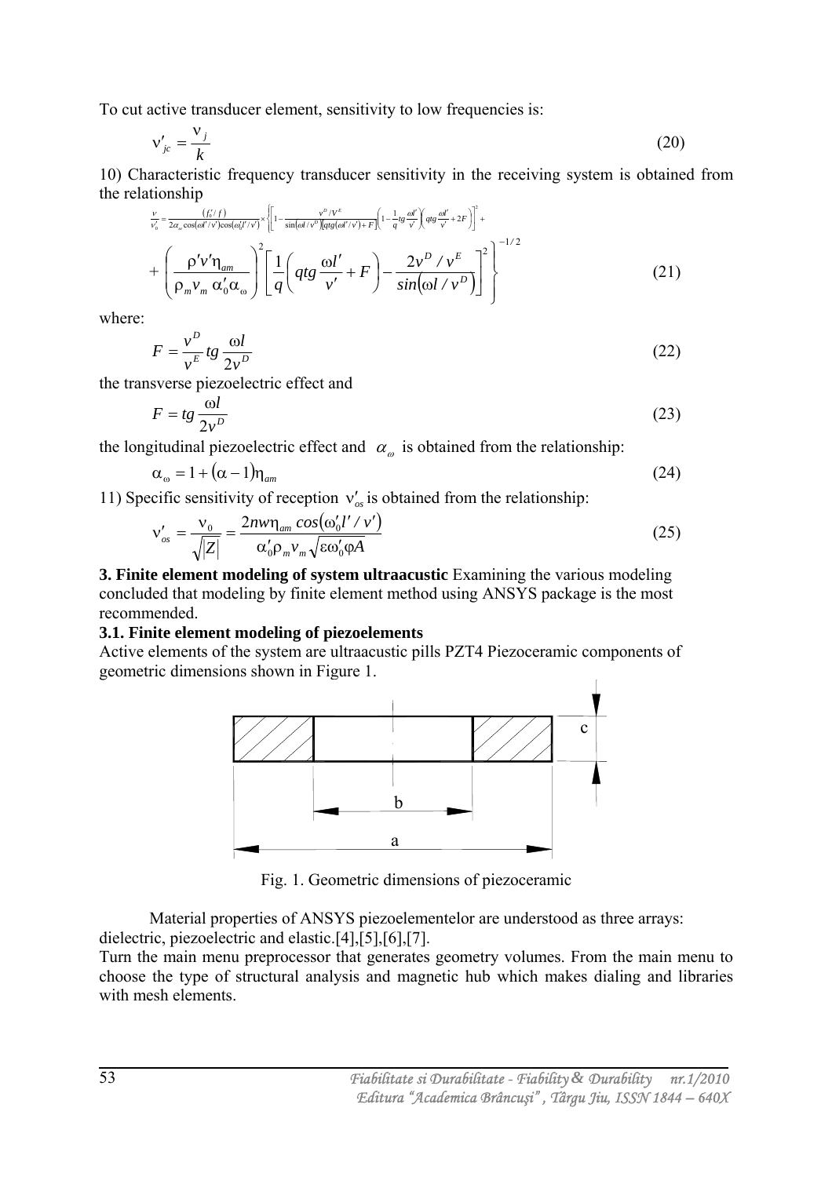To cut active transducer element, sensitivity to low frequencies is:

$$\nu'_{jc} = \frac{\nu_j}{k} \tag{20}$$

10) Characteristic frequency transducer sensitivity in the receiving system is obtained from the relationship

$$\frac{\nu}{\nu'_0} = \frac{(f_0'/f)}{2\alpha_\omega \cos(\omega l'/v')\cos(\omega_0' l'/v')} \times \left\{ \left[ 1 - \frac{v^D/V^E}{\sin(\omega l/v^D)\left[qtg(\omega l'/v') + F\right]} \left(1 - \frac{1}{q} tg\frac{\omega l'}{v'}\right)\left(qtg\frac{\omega l'}{v'} + 2F\right) \right]^2 + \right.$$

$$\left. + \left( \frac{\rho' v' \eta_{am}}{\rho_m v_m \alpha_0' \alpha_\omega} \right)^2 \left[ \frac{1}{q}\left( qtg\frac{\omega l'}{v'} + F \right) - \frac{2v^D / v^E}{sin(\omega l / v^D)} \right]^2 \right\}^{-1/2} \tag{21}$$

where:

$$F = \frac{v^D}{v^E} tg\frac{\omega l}{2v^D} \tag{22}$$

the transverse piezoelectric effect and

$$F = tg\frac{\omega l}{2v^D} \tag{23}$$

the longitudinal piezoelectric effect and $\alpha_\omega$ is obtained from the relationship:

$$\alpha_\omega = 1 + (\alpha - 1)\eta_{am} \tag{24}$$

11) Specific sensitivity of reception $\nu'_{os}$ is obtained from the relationship:

$$\nu'_{os} = \frac{\nu_0}{\sqrt{|Z|}} = \frac{2nw\eta_{am} cos(\omega_0' l' / v')}{\alpha_0' \rho_m v_m \sqrt{\varepsilon \omega_0' \varphi A}} \tag{25}$$

**3. Finite element modeling of system ultraacustic** Examining the various modeling concluded that modeling by finite element method using ANSYS package is the most recommended.

**3.1. Finite element modeling of piezoelements**

Active elements of the system are ultraacustic pills PZT4 Piezoceramic components of geometric dimensions shown in Figure 1.

Fig. 1. Geometric dimensions of piezoceramic

Material properties of ANSYS piezoelementelor are understood as three arrays: dielectric, piezoelectric and elastic.[4],[5],[6],[7].

Turn the main menu preprocessor that generates geometry volumes. From the main menu to choose the type of structural analysis and magnetic hub which makes dialing and libraries with mesh elements.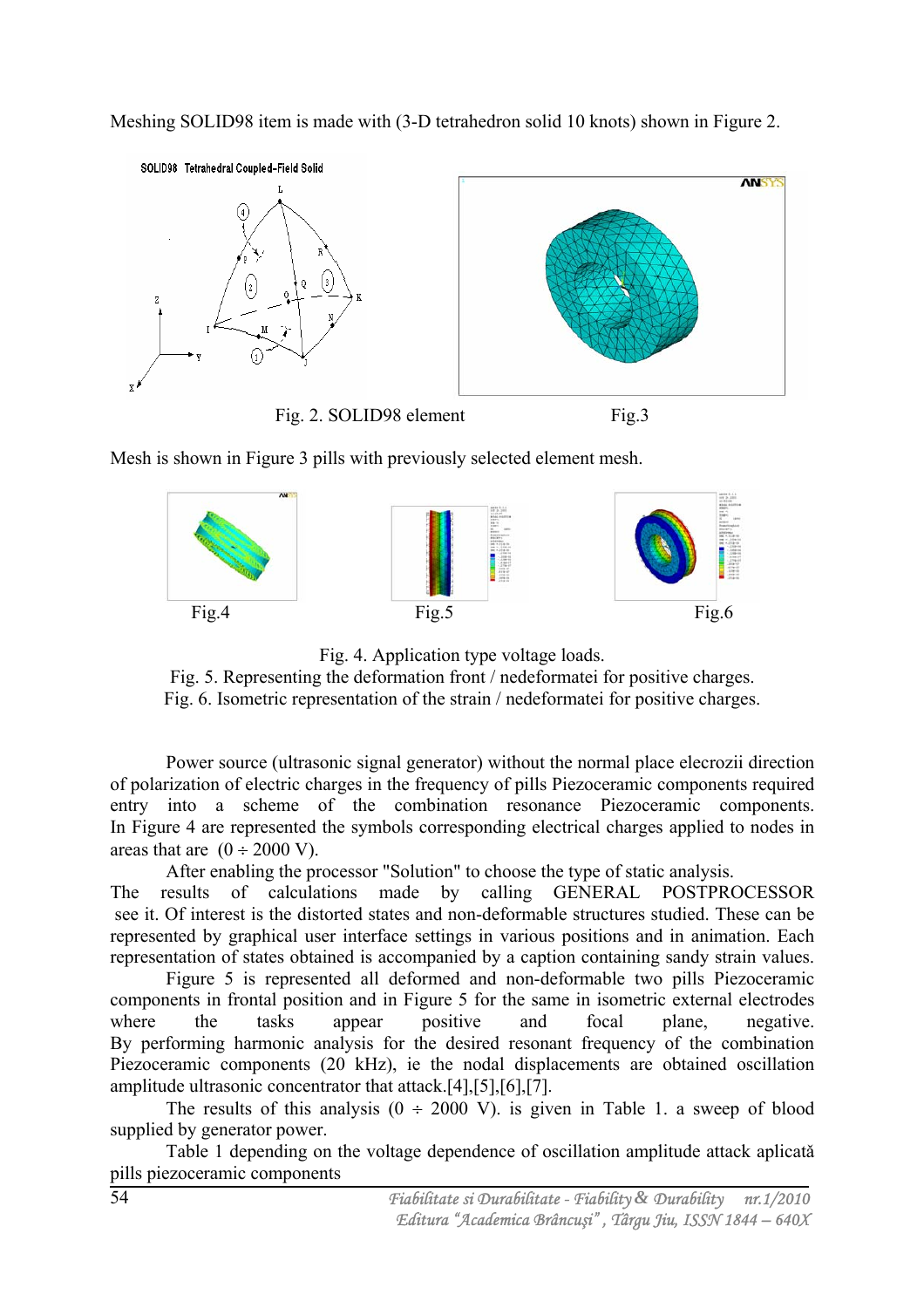Meshing SOLID98 item is made with (3-D tetrahedron solid 10 knots) shown in Figure 2.

Fig. 2. SOLID98 element

Fig.3

Mesh is shown in Figure 3 pills with previously selected element mesh.

Fig.4

Fig.5

Fig.6

Fig. 4. Application type voltage loads.
Fig. 5. Representing the deformation front / nedeformatei for positive charges.
Fig. 6. Isometric representation of the strain / nedeformatei for positive charges.

Power source (ultrasonic signal generator) without the normal place elecrozii direction of polarization of electric charges in the frequency of pills Piezoceramic components required entry into a scheme of the combination resonance Piezoceramic components. In Figure 4 are represented the symbols corresponding electrical charges applied to nodes in areas that are $(0 \div 2000$ V).

After enabling the processor "Solution" to choose the type of static analysis.

The results of calculations made by calling GENERAL POSTPROCESSOR see it. Of interest is the distorted states and non-deformable structures studied. These can be represented by graphical user interface settings in various positions and in animation. Each representation of states obtained is accompanied by a caption containing sandy strain values.

Figure 5 is represented all deformed and non-deformable two pills Piezoceramic components in frontal position and in Figure 5 for the same in isometric external electrodes where the tasks appear positive and focal plane, negative. By performing harmonic analysis for the desired resonant frequency of the combination Piezoceramic components (20 kHz), ie the nodal displacements are obtained oscillation amplitude ultrasonic concentrator that attack.[4],[5],[6],[7].

The results of this analysis $(0 \div 2000$ V). is given in Table 1. a sweep of blood supplied by generator power.

Table 1 depending on the voltage dependence of oscillation amplitude attack aplicată pills piezoceramic components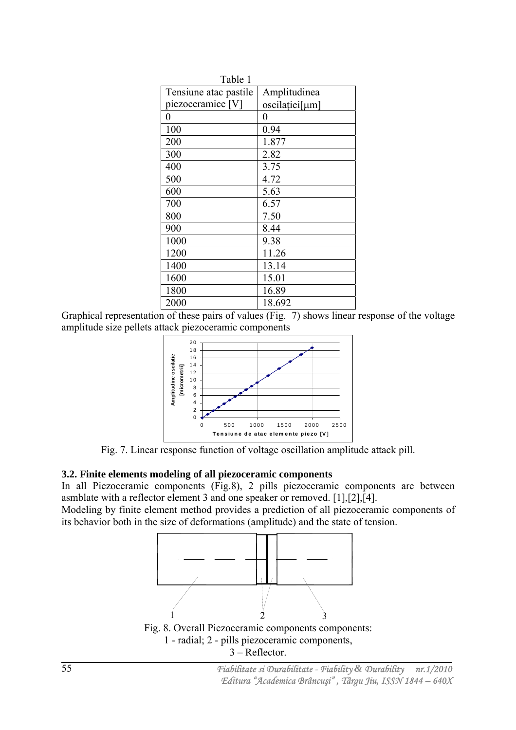Table 1

| Tensiune atac pastile piezoceramice [V] | Amplitudinea oscilației[μm] |
|---|---|
| 0 | 0 |
| 100 | 0.94 |
| 200 | 1.877 |
| 300 | 2.82 |
| 400 | 3.75 |
| 500 | 4.72 |
| 600 | 5.63 |
| 700 | 6.57 |
| 800 | 7.50 |
| 900 | 8.44 |
| 1000 | 9.38 |
| 1200 | 11.26 |
| 1400 | 13.14 |
| 1600 | 15.01 |
| 1800 | 16.89 |
| 2000 | 18.692 |

Graphical representation of these pairs of values (Fig. 7) shows linear response of the voltage amplitude size pellets attack piezoceramic components

Fig. 7. Linear response function of voltage oscillation amplitude attack pill.

### 3.2. Finite elements modeling of all piezoceramic components

In all Piezoceramic components (Fig.8), 2 pills piezoceramic components are between asmblate with a reflector element 3 and one speaker or removed. [1],[2],[4].

Modeling by finite element method provides a prediction of all piezoceramic components of its behavior both in the size of deformations (amplitude) and the state of tension.

Fig. 8. Overall Piezoceramic components components:
1 - radial; 2 - pills piezoceramic components,
3 – Reflector.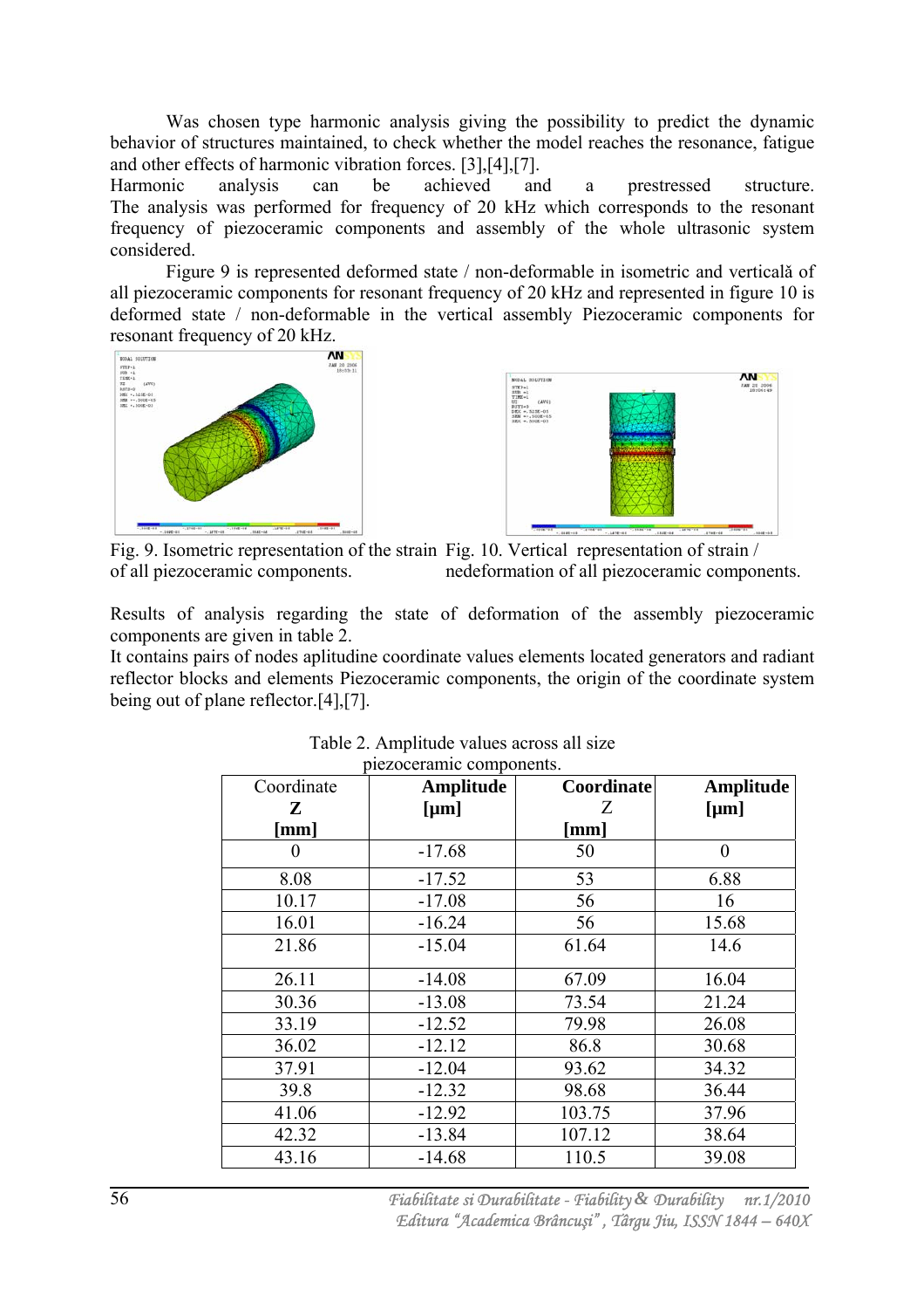Was chosen type harmonic analysis giving the possibility to predict the dynamic behavior of structures maintained, to check whether the model reaches the resonance, fatigue and other effects of harmonic vibration forces. [3],[4],[7].

Harmonic analysis can be achieved and a prestressed structure. The analysis was performed for frequency of 20 kHz which corresponds to the resonant frequency of piezoceramic components and assembly of the whole ultrasonic system considered.

Figure 9 is represented deformed state / non-deformable in isometric and verticală of all piezoceramic components for resonant frequency of 20 kHz and represented in figure 10 is deformed state / non-deformable in the vertical assembly Piezoceramic components for resonant frequency of 20 kHz.

Fig. 9. Isometric representation of the strain of all piezoceramic components.

Fig. 10. Vertical representation of strain / nedeformation of all piezoceramic components.

Results of analysis regarding the state of deformation of the assembly piezoceramic components are given in table 2.

It contains pairs of nodes aplitudine coordinate values elements located generators and radiant reflector blocks and elements Piezoceramic components, the origin of the coordinate system being out of plane reflector.[4],[7].

Table 2. Amplitude values across all size piezoceramic components.

| Coordinate **Z** **[mm]** | **Amplitude [μm]** | **Coordinate** Z **[mm]** | **Amplitude [μm]** |
|---|---|---|---|
| 0 | -17.68 | 50 | 0 |
| 8.08 | -17.52 | 53 | 6.88 |
| 10.17 | -17.08 | 56 | 16 |
| 16.01 | -16.24 | 56 | 15.68 |
| 21.86 | -15.04 | 61.64 | 14.6 |
| 26.11 | -14.08 | 67.09 | 16.04 |
| 30.36 | -13.08 | 73.54 | 21.24 |
| 33.19 | -12.52 | 79.98 | 26.08 |
| 36.02 | -12.12 | 86.8 | 30.68 |
| 37.91 | -12.04 | 93.62 | 34.32 |
| 39.8 | -12.32 | 98.68 | 36.44 |
| 41.06 | -12.92 | 103.75 | 37.96 |
| 42.32 | -13.84 | 107.12 | 38.64 |
| 43.16 | -14.68 | 110.5 | 39.08 |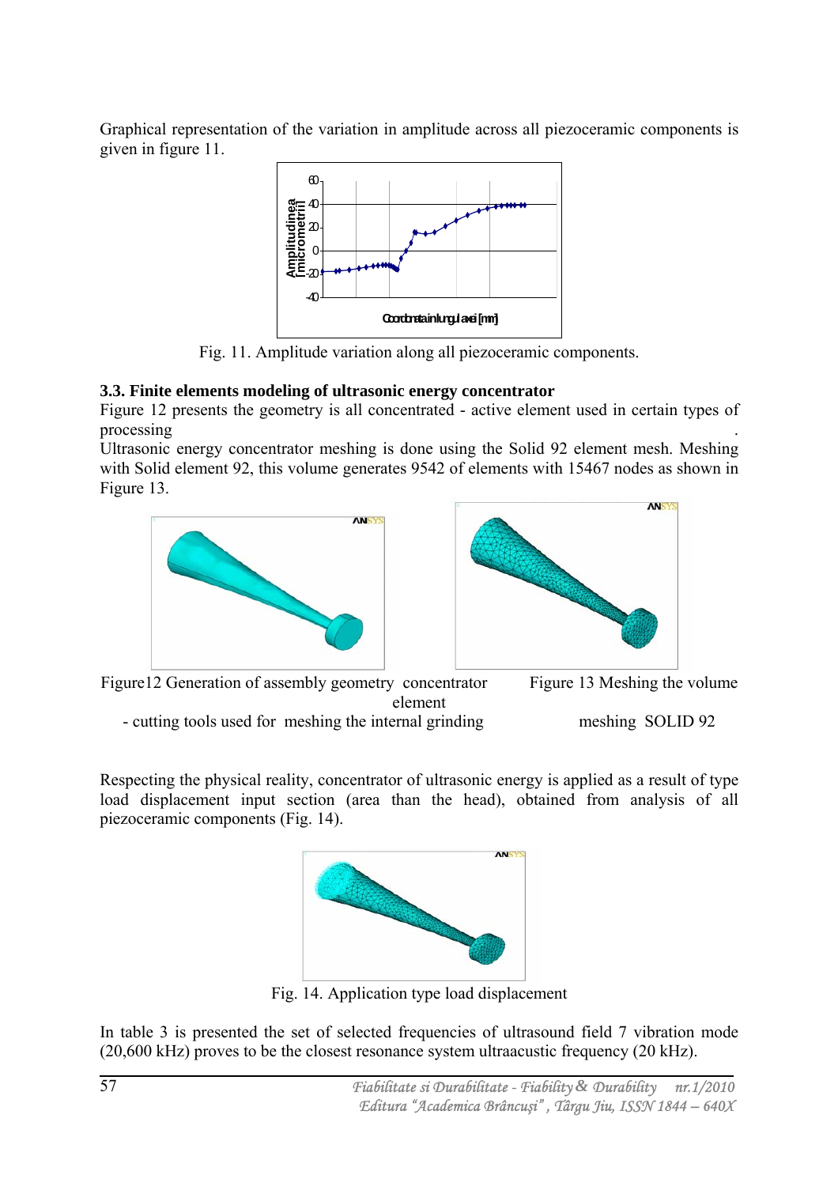Graphical representation of the variation in amplitude across all piezoceramic components is given in figure 11.

Fig. 11. Amplitude variation along all piezoceramic components.

### 3.3. Finite elements modeling of ultrasonic energy concentrator

Figure 12 presents the geometry is all concentrated - active element used in certain types of processing .
Ultrasonic energy concentrator meshing is done using the Solid 92 element mesh. Meshing with Solid element 92, this volume generates 9542 of elements with 15467 nodes as shown in Figure 13.

Figure12 Generation of assembly geometry concentrator element - cutting tools used for meshing the internal grinding

Figure 13 Meshing the volume meshing SOLID 92

Respecting the physical reality, concentrator of ultrasonic energy is applied as a result of type load displacement input section (area than the head), obtained from analysis of all piezoceramic components (Fig. 14).

Fig. 14. Application type load displacement

In table 3 is presented the set of selected frequencies of ultrasound field 7 vibration mode (20,600 kHz) proves to be the closest resonance system ultraacustic frequency (20 kHz).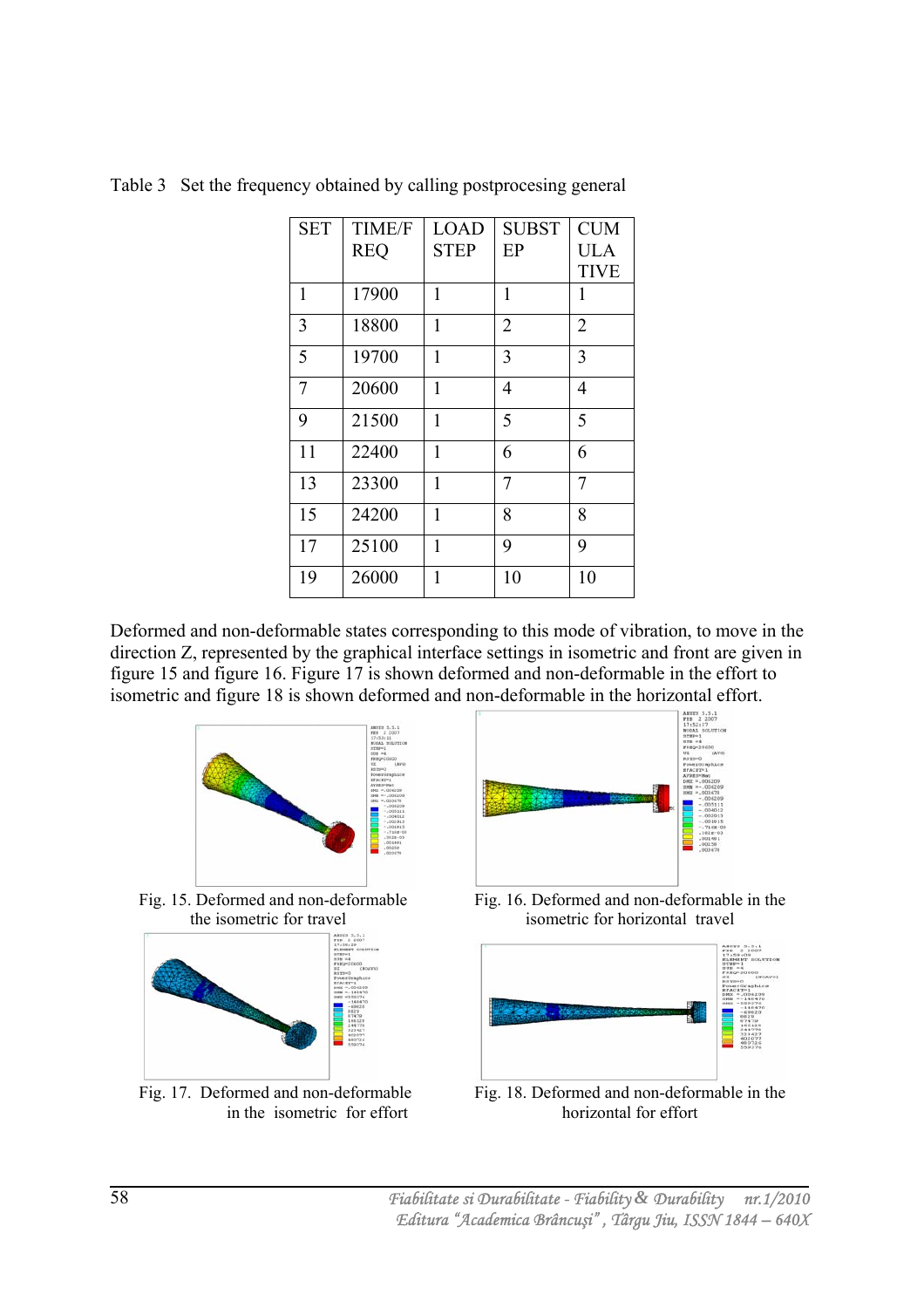Table 3 Set the frequency obtained by calling postprocesing general

| SET | TIME/FREQ | LOAD STEP | SUBSTEP | CUMULATIVE |
|---|---|---|---|---|
| 1 | 17900 | 1 | 1 | 1 |
| 3 | 18800 | 1 | 2 | 2 |
| 5 | 19700 | 1 | 3 | 3 |
| 7 | 20600 | 1 | 4 | 4 |
| 9 | 21500 | 1 | 5 | 5 |
| 11 | 22400 | 1 | 6 | 6 |
| 13 | 23300 | 1 | 7 | 7 |
| 15 | 24200 | 1 | 8 | 8 |
| 17 | 25100 | 1 | 9 | 9 |
| 19 | 26000 | 1 | 10 | 10 |

Deformed and non-deformable states corresponding to this mode of vibration, to move in the direction Z, represented by the graphical interface settings in isometric and front are given in figure 15 and figure 16. Figure 17 is shown deformed and non-deformable in the effort to isometric and figure 18 is shown deformed and non-deformable in the horizontal effort.

Fig. 15. Deformed and non-deformable the isometric for travel

Fig. 16. Deformed and non-deformable in the isometric for horizontal travel

Fig. 17. Deformed and non-deformable in the isometric for effort

Fig. 18. Deformed and non-deformable in the horizontal for effort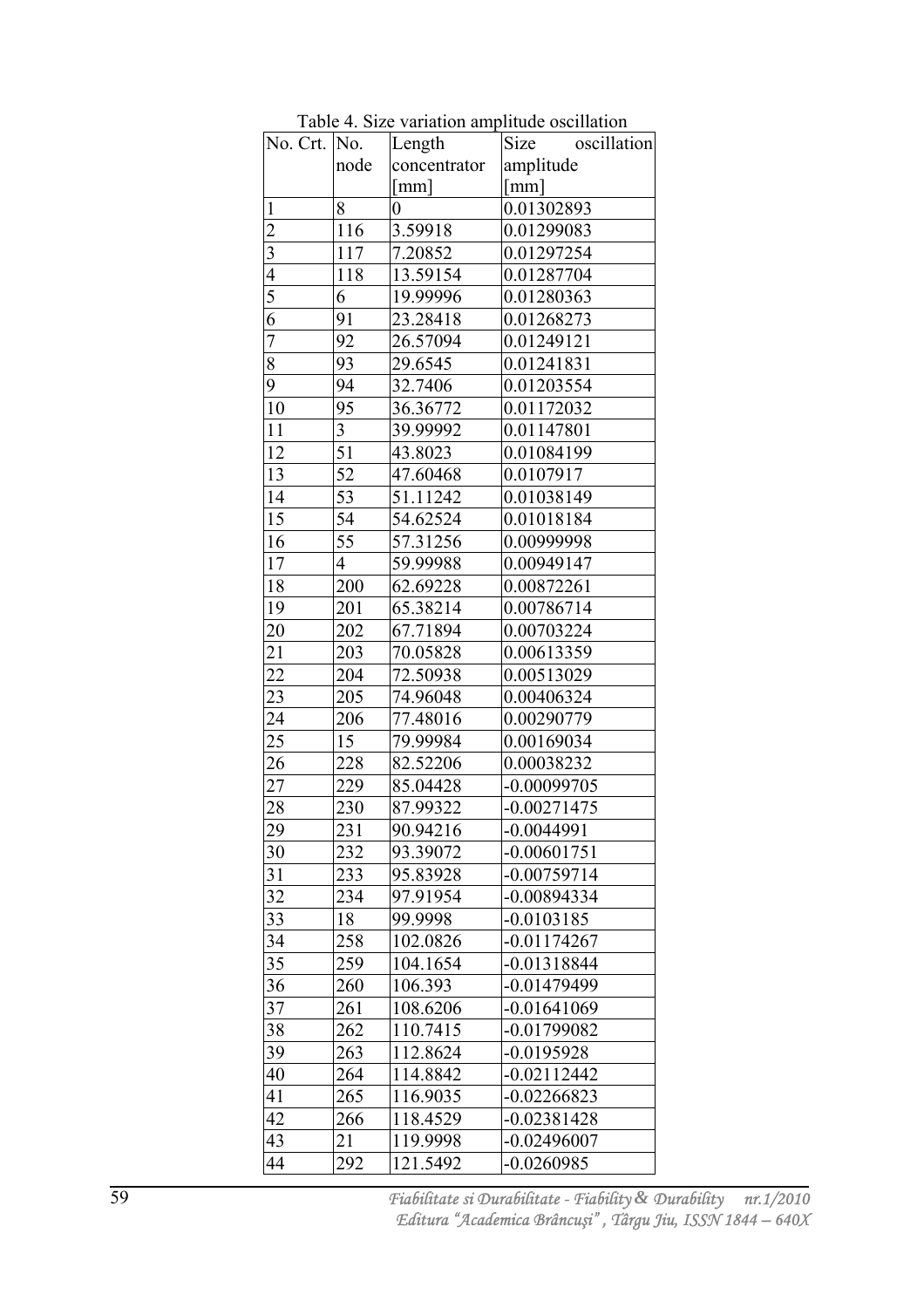Table 4. Size variation amplitude oscillation

| No. Crt. | No. node | Length concentrator [mm] | Size oscillation amplitude [mm] |
|---|---|---|---|
| 1 | 8 | 0 | 0.01302893 |
| 2 | 116 | 3.59918 | 0.01299083 |
| 3 | 117 | 7.20852 | 0.01297254 |
| 4 | 118 | 13.59154 | 0.01287704 |
| 5 | 6 | 19.99996 | 0.01280363 |
| 6 | 91 | 23.28418 | 0.01268273 |
| 7 | 92 | 26.57094 | 0.01249121 |
| 8 | 93 | 29.6545 | 0.01241831 |
| 9 | 94 | 32.7406 | 0.01203554 |
| 10 | 95 | 36.36772 | 0.01172032 |
| 11 | 3 | 39.99992 | 0.01147801 |
| 12 | 51 | 43.8023 | 0.01084199 |
| 13 | 52 | 47.60468 | 0.0107917 |
| 14 | 53 | 51.11242 | 0.01038149 |
| 15 | 54 | 54.62524 | 0.01018184 |
| 16 | 55 | 57.31256 | 0.00999998 |
| 17 | 4 | 59.99988 | 0.00949147 |
| 18 | 200 | 62.69228 | 0.00872261 |
| 19 | 201 | 65.38214 | 0.00786714 |
| 20 | 202 | 67.71894 | 0.00703224 |
| 21 | 203 | 70.05828 | 0.00613359 |
| 22 | 204 | 72.50938 | 0.00513029 |
| 23 | 205 | 74.96048 | 0.00406324 |
| 24 | 206 | 77.48016 | 0.00290779 |
| 25 | 15 | 79.99984 | 0.00169034 |
| 26 | 228 | 82.52206 | 0.00038232 |
| 27 | 229 | 85.04428 | -0.00099705 |
| 28 | 230 | 87.99322 | -0.00271475 |
| 29 | 231 | 90.94216 | -0.0044991 |
| 30 | 232 | 93.39072 | -0.00601751 |
| 31 | 233 | 95.83928 | -0.00759714 |
| 32 | 234 | 97.91954 | -0.00894334 |
| 33 | 18 | 99.9998 | -0.0103185 |
| 34 | 258 | 102.0826 | -0.01174267 |
| 35 | 259 | 104.1654 | -0.01318844 |
| 36 | 260 | 106.393 | -0.01479499 |
| 37 | 261 | 108.6206 | -0.01641069 |
| 38 | 262 | 110.7415 | -0.01799082 |
| 39 | 263 | 112.8624 | -0.0195928 |
| 40 | 264 | 114.8842 | -0.02112442 |
| 41 | 265 | 116.9035 | -0.02266823 |
| 42 | 266 | 118.4529 | -0.02381428 |
| 43 | 21 | 119.9998 | -0.02496007 |
| 44 | 292 | 121.5492 | -0.0260985 |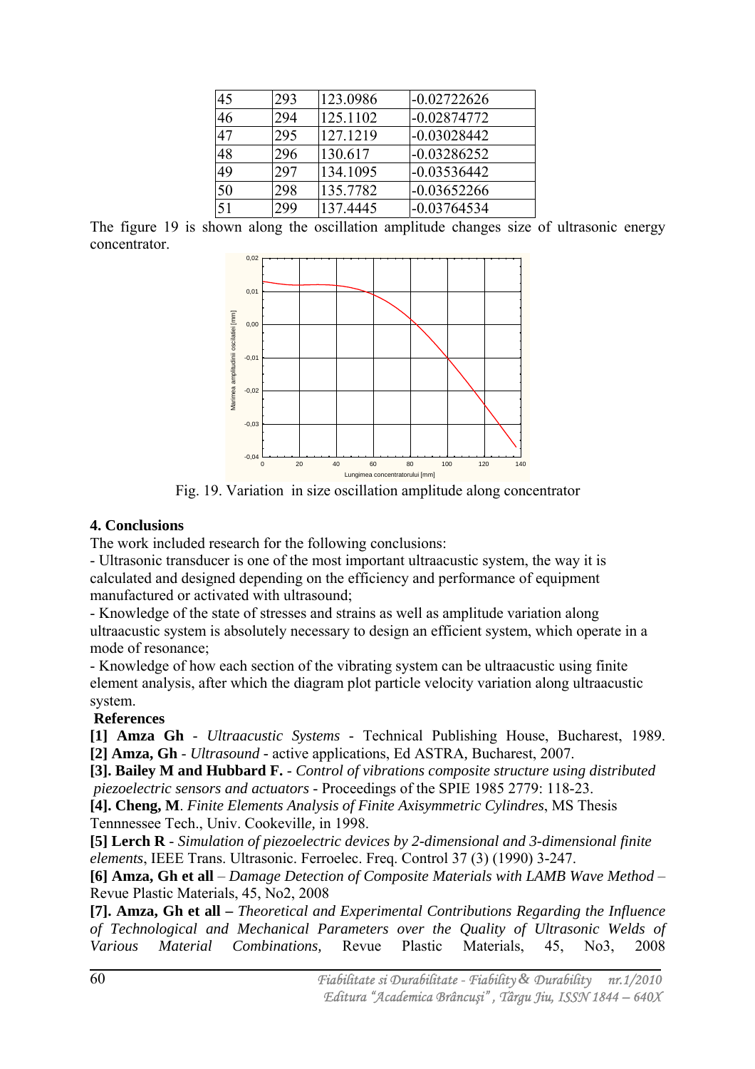| | | | |
|---|---|---|---|
| 45 | 293 | 123.0986 | -0.02722626 |
| 46 | 294 | 125.1102 | -0.02874772 |
| 47 | 295 | 127.1219 | -0.03028442 |
| 48 | 296 | 130.617 | -0.03286252 |
| 49 | 297 | 134.1095 | -0.03536442 |
| 50 | 298 | 135.7782 | -0.03652266 |
| 51 | 299 | 137.4445 | -0.03764534 |

The figure 19 is shown along the oscillation amplitude changes size of ultrasonic energy concentrator.

0,02
0,01
0,00
-0,01
-0,02
-0,03
-0,04
0
20
40
60
80
100
120
140
Marimea amplitudinii oscilatiei [mm]
Lungimea concentratorului [mm]

Fig. 19. Variation in size oscillation amplitude along concentrator

## 4. Conclusions

The work included research for the following conclusions:

- Ultrasonic transducer is one of the most important ultraacustic system, the way it is calculated and designed depending on the efficiency and performance of equipment manufactured or activated with ultrasound;
- Knowledge of the state of stresses and strains as well as amplitude variation along ultraacustic system is absolutely necessary to design an efficient system, which operate in a mode of resonance;
- Knowledge of how each section of the vibrating system can be ultraacustic using finite element analysis, after which the diagram plot particle velocity variation along ultraacustic system.

## References

**[1] Amza Gh** - *Ultraacustic Systems* - Technical Publishing House, Bucharest, 1989.

**[2] Amza, Gh** - *Ultrasound* - active applications, Ed ASTRA, Bucharest, 2007.

**[3]. Bailey M and Hubbard F.** - *Control of vibrations composite structure using distributed piezoelectric sensors and actuators* - Proceedings of the SPIE 1985 2779: 118-23.

**[4]. Cheng, M**. *Finite Elements Analysis of Finite Axisymmetric Cylindres*, MS Thesis Tennnessee Tech., Univ. Cookeville*,* in 1998.

**[5] Lerch R** - *Simulation of piezoelectric devices by 2-dimensional and 3-dimensional finite elements*, IEEE Trans. Ultrasonic. Ferroelec. Freq. Control 37 (3) (1990) 3-247.

**[6] Amza, Gh et all** – *Damage Detection of Composite Materials with LAMB Wave Method* – Revue Plastic Materials, 45, No2, 2008

**[7]. Amza, Gh et all –** *Theoretical and Experimental Contributions Regarding the Influence of Technological and Mechanical Parameters over the Quality of Ultrasonic Welds of Various Material Combinations,* Revue Plastic Materials, 45, No3, 2008